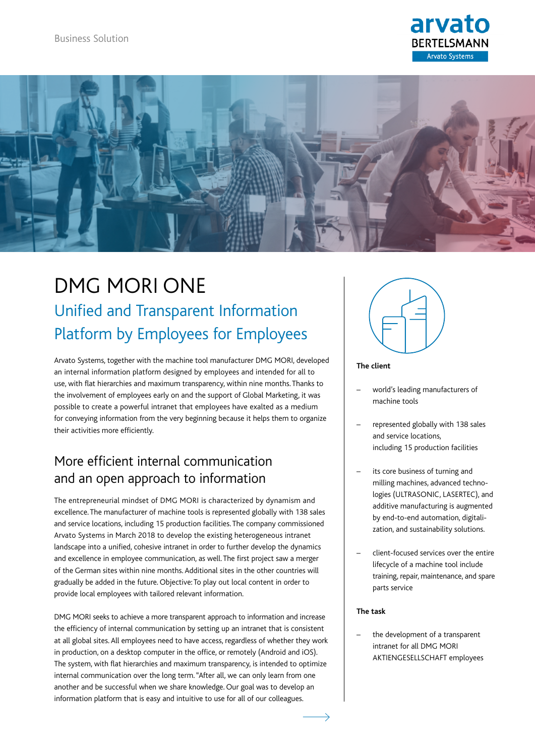Business Solution

# DMG MORI ONE

## Unified and Transparent Information Platform by Employees for Employees

Arvato Systems, together with the machine tool manufacturer DMG MORI, developed an internal information platform designed by employees and intended for all to use, with flat hierarchies and maximum transparency, within nine months. Thanks to the involvement of employees early on and the support of Global Marketing, it was possible to create a powerful intranet that employees have exalted as a medium for conveying information from the very beginning because it helps them to organize their activities more efficiently.

## More efficient internal communication and an open approach to information

The entrepreneurial mindset of DMG MORI is characterized by dynamism and excellence. The manufacturer of machine tools is represented globally with 138 sales and service locations, including 15 production facilities. The company commissioned Arvato Systems in March 2018 to develop the existing heterogeneous intranet landscape into a unified, cohesive intranet in order to further develop the dynamics and excellence in employee communication, as well. The first project saw a merger of the German sites within nine months. Additional sites in the other countries will gradually be added in the future. Objective: To play out local content in order to provide local employees with tailored relevant information.

DMG MORI seeks to achieve a more transparent approach to information and increase the efficiency of internal communication by setting up an intranet that is consistent at all global sites. All employees need to have access, regardless of whether they work in production, on a desktop computer in the office, or remotely (Android and iOS). The system, with flat hierarchies and maximum transparency, is intended to optimize internal communication over the long term. "After all, we can only learn from one another and be successful when we share knowledge. Our goal was to develop an information platform that is easy and intuitive to use for all of our colleagues.

**The client**

- world's leading manufacturers of machine tools
- represented globally with 138 sales and service locations, including 15 production facilities
- its core business of turning and milling machines, advanced technologies (ULTRASONIC, LASERTEC), and additive manufacturing is augmented by end-to-end automation, digitalization, and sustainability solutions.
- client-focused services over the entire lifecycle of a machine tool include training, repair, maintenance, and spare parts service

**The task**

- the development of a transparent intranet for all DMG MORI AKTIENGESELLSCHAFT employees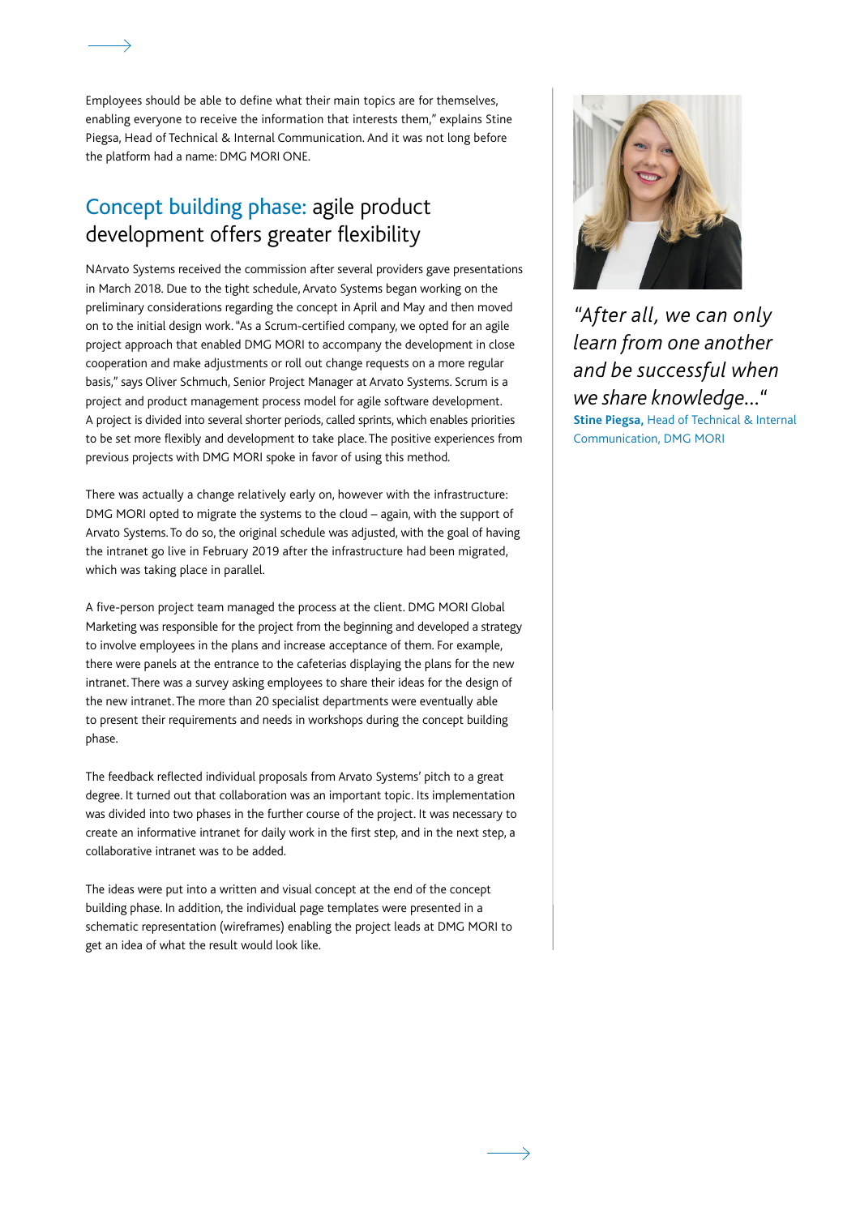Employees should be able to define what their main topics are for themselves, enabling everyone to receive the information that interests them," explains Stine Piegsa, Head of Technical & Internal Communication. And it was not long before the platform had a name: DMG MORI ONE.

## Concept building phase: agile product development offers greater flexibility

NArvato Systems received the commission after several providers gave presentations in March 2018. Due to the tight schedule, Arvato Systems began working on the preliminary considerations regarding the concept in April and May and then moved on to the initial design work. "As a Scrum-certified company, we opted for an agile project approach that enabled DMG MORI to accompany the development in close cooperation and make adjustments or roll out change requests on a more regular basis," says Oliver Schmuch, Senior Project Manager at Arvato Systems. Scrum is a project and product management process model for agile software development. A project is divided into several shorter periods, called sprints, which enables priorities to be set more flexibly and development to take place. The positive experiences from previous projects with DMG MORI spoke in favor of using this method.

There was actually a change relatively early on, however with the infrastructure: DMG MORI opted to migrate the systems to the cloud – again, with the support of Arvato Systems. To do so, the original schedule was adjusted, with the goal of having the intranet go live in February 2019 after the infrastructure had been migrated, which was taking place in parallel.

A five-person project team managed the process at the client. DMG MORI Global Marketing was responsible for the project from the beginning and developed a strategy to involve employees in the plans and increase acceptance of them. For example, there were panels at the entrance to the cafeterias displaying the plans for the new intranet. There was a survey asking employees to share their ideas for the design of the new intranet. The more than 20 specialist departments were eventually able to present their requirements and needs in workshops during the concept building phase.

The feedback reflected individual proposals from Arvato Systems' pitch to a great degree. It turned out that collaboration was an important topic. Its implementation was divided into two phases in the further course of the project. It was necessary to create an informative intranet for daily work in the first step, and in the next step, a collaborative intranet was to be added.

The ideas were put into a written and visual concept at the end of the concept building phase. In addition, the individual page templates were presented in a schematic representation (wireframes) enabling the project leads at DMG MORI to get an idea of what the result would look like.

*"After all, we can only learn from one another and be successful when we share knowledge..."*

**Stine Piegsa,** Head of Technical & Internal Communication, DMG MORI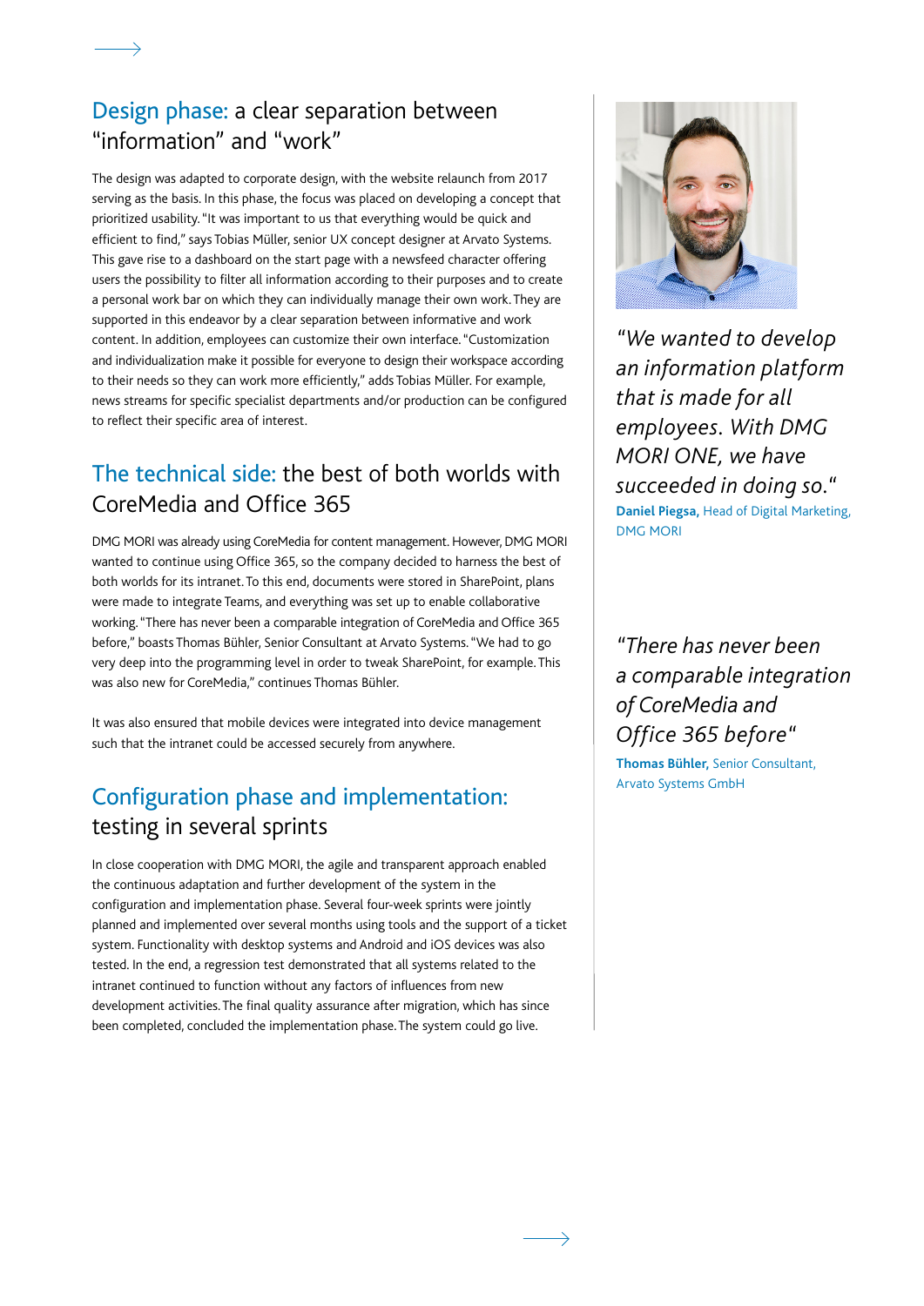## Design phase: a clear separation between "information" and "work"

The design was adapted to corporate design, with the website relaunch from 2017 serving as the basis. In this phase, the focus was placed on developing a concept that prioritized usability. "It was important to us that everything would be quick and efficient to find," says Tobias Müller, senior UX concept designer at Arvato Systems. This gave rise to a dashboard on the start page with a newsfeed character offering users the possibility to filter all information according to their purposes and to create a personal work bar on which they can individually manage their own work. They are supported in this endeavor by a clear separation between informative and work content. In addition, employees can customize their own interface. "Customization and individualization make it possible for everyone to design their workspace according to their needs so they can work more efficiently," adds Tobias Müller. For example, news streams for specific specialist departments and/or production can be configured to reflect their specific area of interest.

## The technical side: the best of both worlds with CoreMedia and Office 365

DMG MORI was already using CoreMedia for content management. However, DMG MORI wanted to continue using Office 365, so the company decided to harness the best of both worlds for its intranet. To this end, documents were stored in SharePoint, plans were made to integrate Teams, and everything was set up to enable collaborative working. "There has never been a comparable integration of CoreMedia and Office 365 before," boasts Thomas Bühler, Senior Consultant at Arvato Systems. "We had to go very deep into the programming level in order to tweak SharePoint, for example. This was also new for CoreMedia," continues Thomas Bühler.

It was also ensured that mobile devices were integrated into device management such that the intranet could be accessed securely from anywhere.

## Configuration phase and implementation: testing in several sprints

In close cooperation with DMG MORI, the agile and transparent approach enabled the continuous adaptation and further development of the system in the configuration and implementation phase. Several four-week sprints were jointly planned and implemented over several months using tools and the support of a ticket system. Functionality with desktop systems and Android and iOS devices was also tested. In the end, a regression test demonstrated that all systems related to the intranet continued to function without any factors of influences from new development activities. The final quality assurance after migration, which has since been completed, concluded the implementation phase. The system could go live.

*"We wanted to develop an information platform that is made for all employees. With DMG MORI ONE, we have succeeded in doing so."*

**Daniel Piegsa,** Head of Digital Marketing, DMG MORI

*"There has never been a comparable integration of CoreMedia and Office 365 before"*

**Thomas Bühler,** Senior Consultant, Arvato Systems GmbH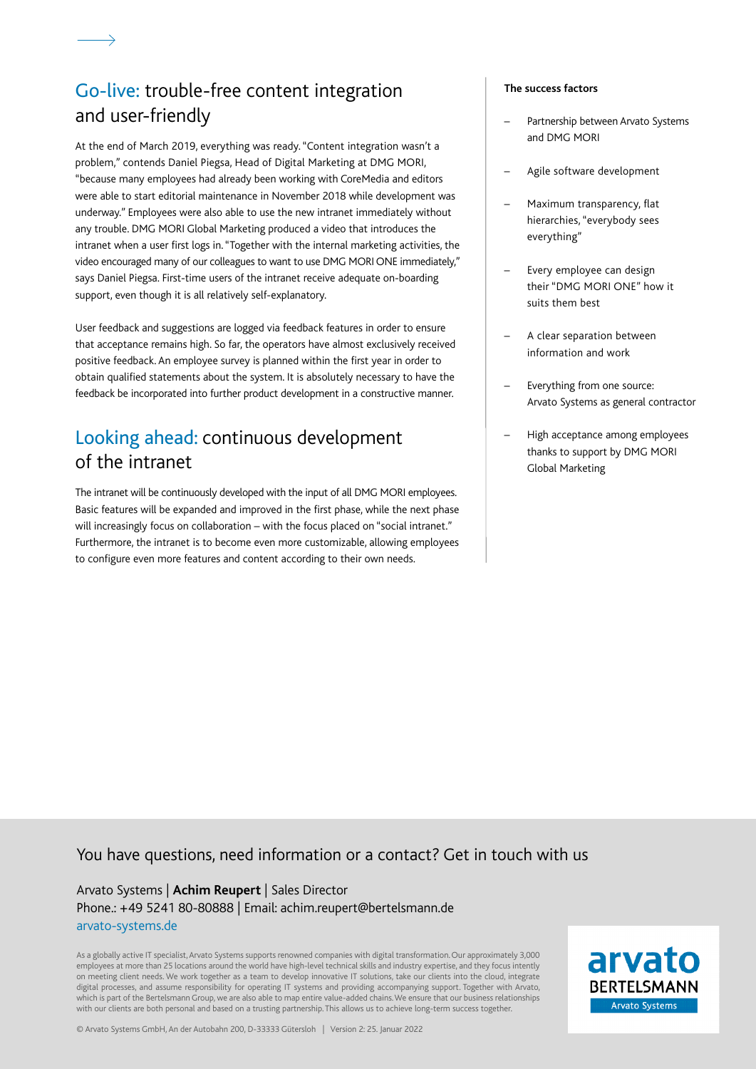## Go-live: trouble-free content integration and user-friendly

At the end of March 2019, everything was ready. "Content integration wasn't a problem," contends Daniel Piegsa, Head of Digital Marketing at DMG MORI, "because many employees had already been working with CoreMedia and editors were able to start editorial maintenance in November 2018 while development was underway." Employees were also able to use the new intranet immediately without any trouble. DMG MORI Global Marketing produced a video that introduces the intranet when a user first logs in. "Together with the internal marketing activities, the video encouraged many of our colleagues to want to use DMG MORI ONE immediately," says Daniel Piegsa. First-time users of the intranet receive adequate on-boarding support, even though it is all relatively self-explanatory.

User feedback and suggestions are logged via feedback features in order to ensure that acceptance remains high. So far, the operators have almost exclusively received positive feedback. An employee survey is planned within the first year in order to obtain qualified statements about the system. It is absolutely necessary to have the feedback be incorporated into further product development in a constructive manner.

## Looking ahead: continuous development of the intranet

The intranet will be continuously developed with the input of all DMG MORI employees. Basic features will be expanded and improved in the first phase, while the next phase will increasingly focus on collaboration – with the focus placed on "social intranet." Furthermore, the intranet is to become even more customizable, allowing employees to configure even more features and content according to their own needs.

**The success factors**

- Partnership between Arvato Systems and DMG MORI
- Agile software development
- Maximum transparency, flat hierarchies, "everybody sees everything"
- Every employee can design their "DMG MORI ONE" how it suits them best
- A clear separation between information and work
- Everything from one source: Arvato Systems as general contractor
- High acceptance among employees thanks to support by DMG MORI Global Marketing

## You have questions, need information or a contact? Get in touch with us

Arvato Systems | **Achim Reupert** | Sales Director
Phone.: +49 5241 80-80888 | Email: achim.reupert@bertelsmann.de
arvato-systems.de

As a globally active IT specialist, Arvato Systems supports renowned companies with digital transformation. Our approximately 3,000 employees at more than 25 locations around the world have high-level technical skills and industry expertise, and they focus intently on meeting client needs. We work together as a team to develop innovative IT solutions, take our clients into the cloud, integrate digital processes, and assume responsibility for operating IT systems and providing accompanying support. Together with Arvato, which is part of the Bertelsmann Group, we are also able to map entire value-added chains. We ensure that our business relationships with our clients are both personal and based on a trusting partnership. This allows us to achieve long-term success together.

arvato BERTELSMANN
Arvato Systems

© Arvato Systems GmbH, An der Autobahn 200, D-33333 Gütersloh | Version 2: 25. Januar 2022